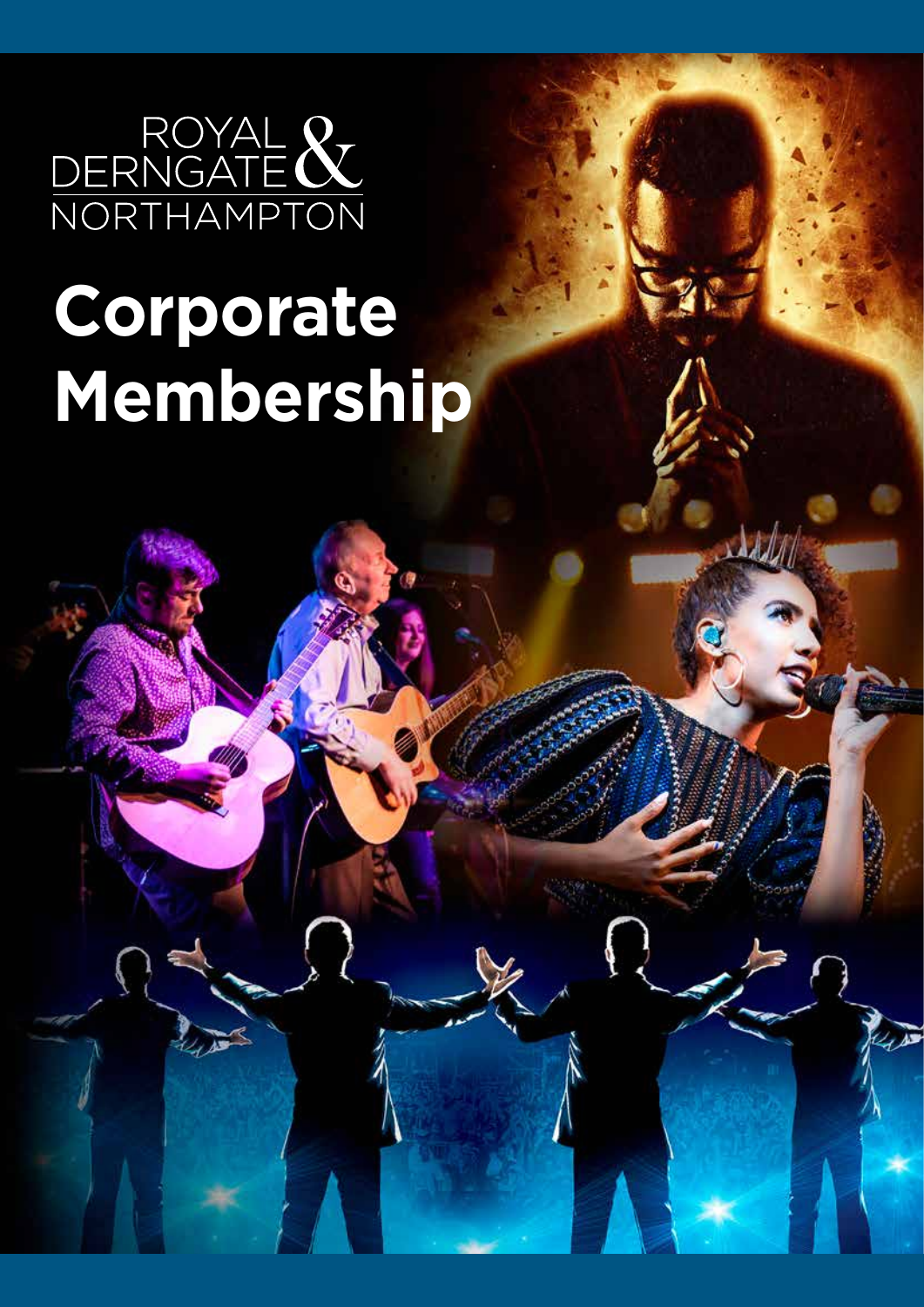ROYAL & DERNGATE NORTHAMPTON

# Corporate Membership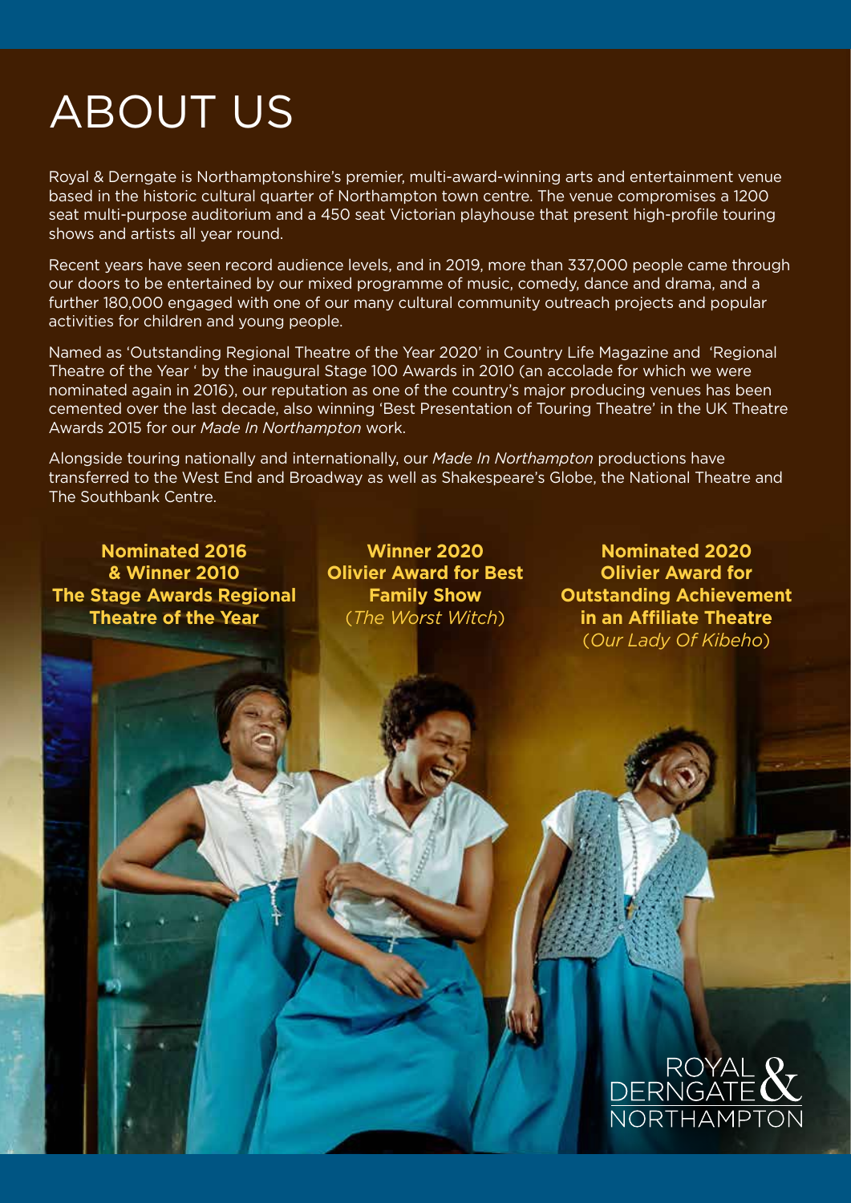# ABOUT US

Royal & Derngate is Northamptonshire's premier, multi-award-winning arts and entertainment venue based in the historic cultural quarter of Northampton town centre. The venue compromises a 1200 seat multi-purpose auditorium and a 450 seat Victorian playhouse that present high-profile touring shows and artists all year round.

Recent years have seen record audience levels, and in 2019, more than 337,000 people came through our doors to be entertained by our mixed programme of music, comedy, dance and drama, and a further 180,000 engaged with one of our many cultural community outreach projects and popular activities for children and young people.

Named as 'Outstanding Regional Theatre of the Year 2020' in Country Life Magazine and 'Regional Theatre of the Year ' by the inaugural Stage 100 Awards in 2010 (an accolade for which we were nominated again in 2016), our reputation as one of the country's major producing venues has been cemented over the last decade, also winning 'Best Presentation of Touring Theatre' in the UK Theatre Awards 2015 for our *Made In Northampton* work.

Alongside touring nationally and internationally, our *Made In Northampton* productions have transferred to the West End and Broadway as well as Shakespeare's Globe, the National Theatre and The Southbank Centre.

**Nominated 2016 & Winner 2010 The Stage Awards Regional Theatre of the Year**

**Winner 2020 Olivier Award for Best Family Show** (*The Worst Witch*)

**Nominated 2020 Olivier Award for Outstanding Achievement in an Affiliate Theatre** (*Our Lady Of Kibeho*)

ROYAL & DERNGATE NORTHAMPTON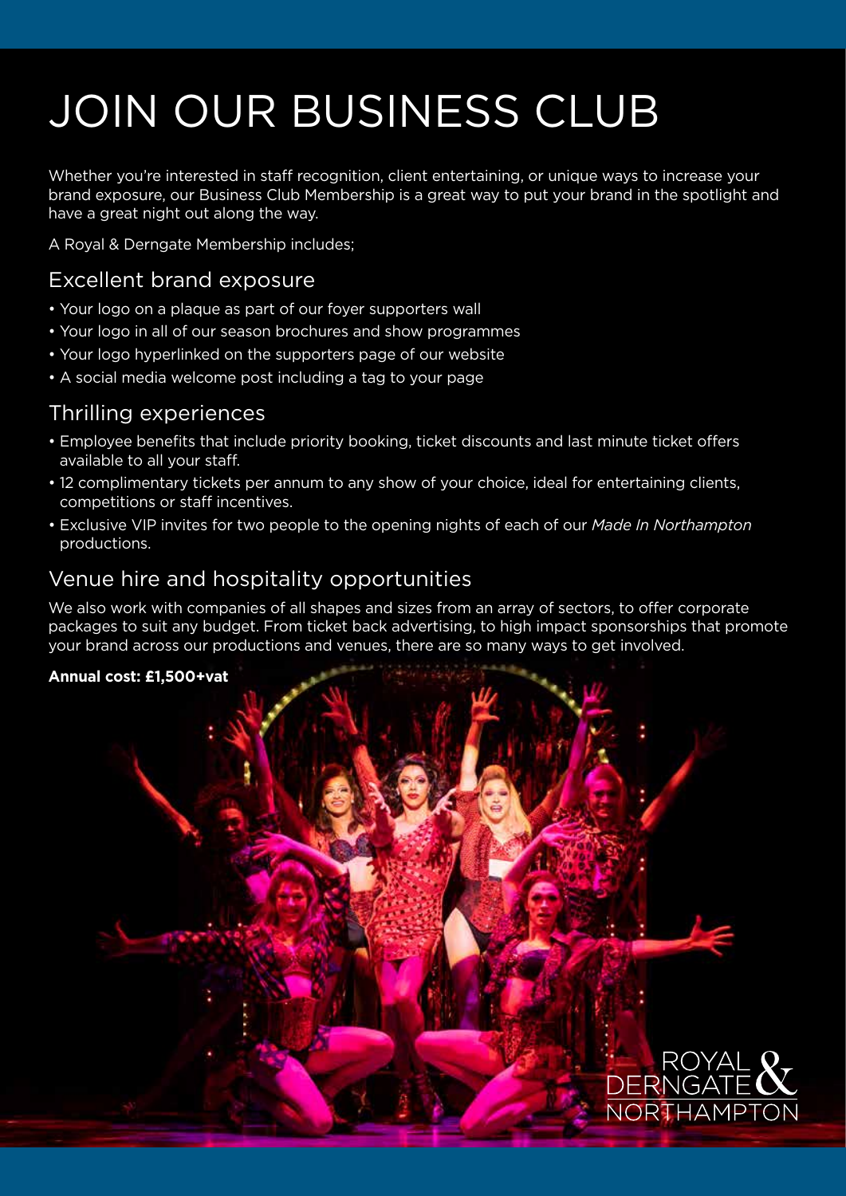# JOIN OUR BUSINESS CLUB

Whether you're interested in staff recognition, client entertaining, or unique ways to increase your brand exposure, our Business Club Membership is a great way to put your brand in the spotlight and have a great night out along the way.

A Royal & Derngate Membership includes;

## Excellent brand exposure

- Your logo on a plaque as part of our foyer supporters wall
- Your logo in all of our season brochures and show programmes
- Your logo hyperlinked on the supporters page of our website
- A social media welcome post including a tag to your page

## Thrilling experiences

- Employee benefits that include priority booking, ticket discounts and last minute ticket offers available to all your staff.
- 12 complimentary tickets per annum to any show of your choice, ideal for entertaining clients, competitions or staff incentives.
- Exclusive VIP invites for two people to the opening nights of each of our *Made In Northampton* productions.

## Venue hire and hospitality opportunities

We also work with companies of all shapes and sizes from an array of sectors, to offer corporate packages to suit any budget. From ticket back advertising, to high impact sponsorships that promote your brand across our productions and venues, there are so many ways to get involved.

**Annual cost: £1,500+vat**

ROYAL & DERNGATE NORTHAMPTON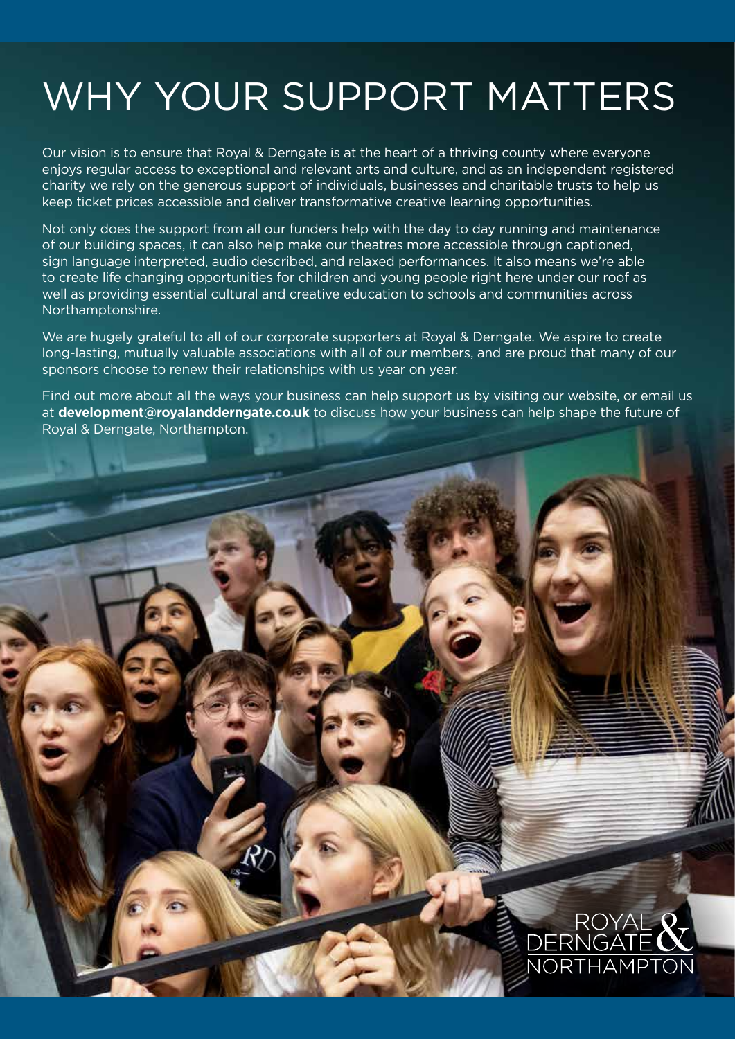# WHY YOUR SUPPORT MATTERS

Our vision is to ensure that Royal & Derngate is at the heart of a thriving county where everyone enjoys regular access to exceptional and relevant arts and culture, and as an independent registered charity we rely on the generous support of individuals, businesses and charitable trusts to help us keep ticket prices accessible and deliver transformative creative learning opportunities.

Not only does the support from all our funders help with the day to day running and maintenance of our building spaces, it can also help make our theatres more accessible through captioned, sign language interpreted, audio described, and relaxed performances. It also means we're able to create life changing opportunities for children and young people right here under our roof as well as providing essential cultural and creative education to schools and communities across Northamptonshire.

We are hugely grateful to all of our corporate supporters at Royal & Derngate. We aspire to create long-lasting, mutually valuable associations with all of our members, and are proud that many of our sponsors choose to renew their relationships with us year on year.

Find out more about all the ways your business can help support us by visiting our website, or email us at **development@royalandderngate.co.uk** to discuss how your business can help shape the future of Royal & Derngate, Northampton.

ROYAL & DERNGATE NORTHAMPTON